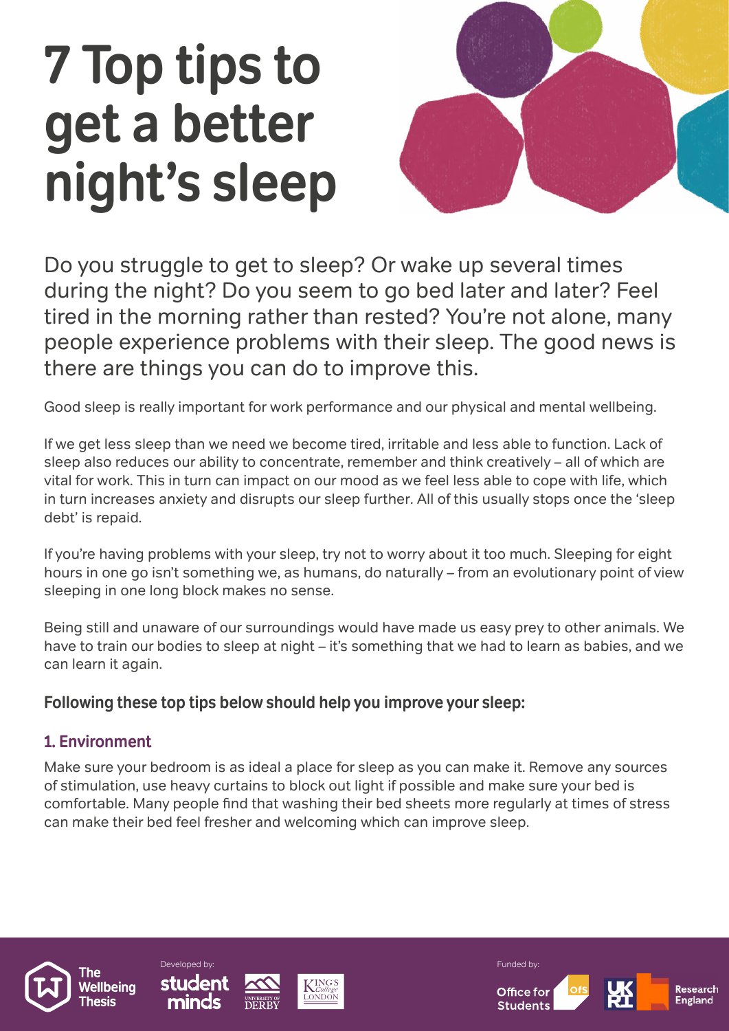# 7 Top tips to get a better night's sleep

Do you struggle to get to sleep? Or wake up several times during the night? Do you seem to go bed later and later? Feel tired in the morning rather than rested? You're not alone, many people experience problems with their sleep. The good news is there are things you can do to improve this.

Good sleep is really important for work performance and our physical and mental wellbeing.

If we get less sleep than we need we become tired, irritable and less able to function. Lack of sleep also reduces our ability to concentrate, remember and think creatively – all of which are vital for work. This in turn can impact on our mood as we feel less able to cope with life, which in turn increases anxiety and disrupts our sleep further. All of this usually stops once the 'sleep debt' is repaid.

If you're having problems with your sleep, try not to worry about it too much. Sleeping for eight hours in one go isn't something we, as humans, do naturally – from an evolutionary point of view sleeping in one long block makes no sense.

Being still and unaware of our surroundings would have made us easy prey to other animals. We have to train our bodies to sleep at night – it's something that we had to learn as babies, and we can learn it again.

**Following these top tips below should help you improve your sleep:**

## 1. Environment

Make sure your bedroom is as ideal a place for sleep as you can make it. Remove any sources of stimulation, use heavy curtains to block out light if possible and make sure your bed is comfortable. Many people find that washing their bed sheets more regularly at times of stress can make their bed feel fresher and welcoming which can improve sleep.

The Wellbeing Thesis

Developed by: student minds, University of Derby, King's College London

Funded by: Office for Students, UKRI Research England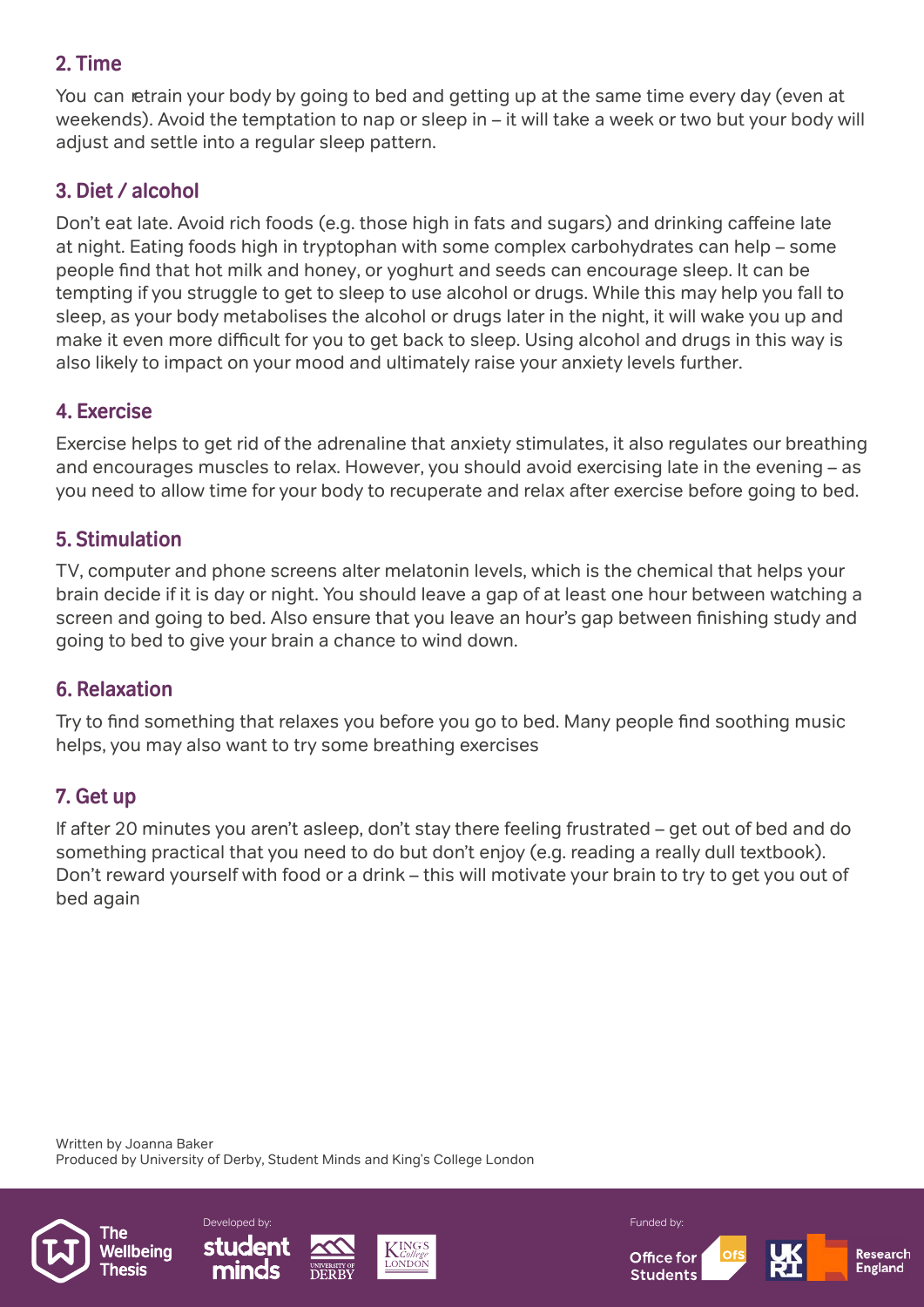## 2. Time

You can retrain your body by going to bed and getting up at the same time every day (even at weekends). Avoid the temptation to nap or sleep in – it will take a week or two but your body will adjust and settle into a regular sleep pattern.

## 3. Diet / alcohol

Don't eat late. Avoid rich foods (e.g. those high in fats and sugars) and drinking caffeine late at night. Eating foods high in tryptophan with some complex carbohydrates can help – some people find that hot milk and honey, or yoghurt and seeds can encourage sleep. It can be tempting if you struggle to get to sleep to use alcohol or drugs. While this may help you fall to sleep, as your body metabolises the alcohol or drugs later in the night, it will wake you up and make it even more difficult for you to get back to sleep. Using alcohol and drugs in this way is also likely to impact on your mood and ultimately raise your anxiety levels further.

## 4. Exercise

Exercise helps to get rid of the adrenaline that anxiety stimulates, it also regulates our breathing and encourages muscles to relax. However, you should avoid exercising late in the evening – as you need to allow time for your body to recuperate and relax after exercise before going to bed.

## 5. Stimulation

TV, computer and phone screens alter melatonin levels, which is the chemical that helps your brain decide if it is day or night. You should leave a gap of at least one hour between watching a screen and going to bed. Also ensure that you leave an hour's gap between finishing study and going to bed to give your brain a chance to wind down.

## 6. Relaxation

Try to find something that relaxes you before you go to bed. Many people find soothing music helps, you may also want to try some breathing exercises

## 7. Get up

If after 20 minutes you aren't asleep, don't stay there feeling frustrated – get out of bed and do something practical that you need to do but don't enjoy (e.g. reading a really dull textbook). Don't reward yourself with food or a drink – this will motivate your brain to try to get you out of bed again

Written by Joanna Baker
Produced by University of Derby, Student Minds and King's College London

The Wellbeing Thesis

Developed by: student minds, University of Derby, King's College London

Funded by: Office for Students, UKRI Research England